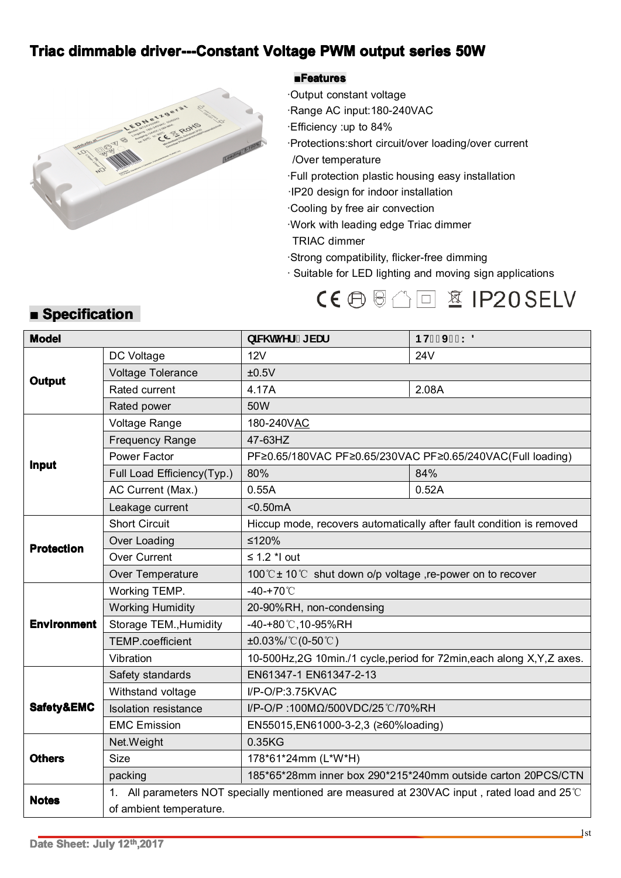# Triac dimmable driver---Constant Voltage PWM output series 50W

**■Features**

- ·Output constant voltage
- ·Range AC input:180-240VAC
- ·Efficiency :up to 84%
- ·Protections:short circuit/over loading/over current /Over temperature
- ·Full protection plastic housing easy installation
- ·IP20 design for indoor installation
- ·Cooling by free air convection
- ·Work with leading edge Triac dimmer TRIAC dimmer
- ·Strong compatibility, flicker-free dimming
- · Suitable for LED lighting and moving sign applications

CE IP20 SELV

## ■ Specification

| Model | | QLFKWWHU JEDU | 17 9 : ' |
|---|---|---|---|
| Output | DC Voltage | 12V | 24V |
| | Voltage Tolerance | ±0.5V | |
| | Rated current | 4.17A | 2.08A |
| | Rated power | 50W | |
| Input | Voltage Range | 180-240VAC | |
| | Frequency Range | 47-63HZ | |
| | Power Factor | PF≥0.65/180VAC PF≥0.65/230VAC PF≥0.65/240VAC(Full loading) | |
| | Full Load Efficiency(Typ.) | 80% | 84% |
| | AC Current (Max.) | 0.55A | 0.52A |
| | Leakage current | <0.50mA | |
| Protection | Short Circuit | Hiccup mode, recovers automatically after fault condition is removed | |
| | Over Loading | ≤120% | |
| | Over Current | ≤ 1.2 *I out | |
| | Over Temperature | 100℃± 10℃ shut down o/p voltage ,re-power on to recover | |
| Environment | Working TEMP. | -40-+70℃ | |
| | Working Humidity | 20-90%RH, non-condensing | |
| | Storage TEM.,Humidity | -40-+80℃,10-95%RH | |
| | TEMP.coefficient | ±0.03%/℃(0-50℃) | |
| | Vibration | 10-500Hz,2G 10min./1 cycle,period for 72min,each along X,Y,Z axes. | |
| Safety&EMC | Safety standards | EN61347-1 EN61347-2-13 | |
| | Withstand voltage | I/P-O/P:3.75KVAC | |
| | Isolation resistance | I/P-O/P :100MΩ/500VDC/25℃/70%RH | |
| | EMC Emission | EN55015,EN61000-3-2,3 (≥60%loading) | |
| Others | Net.Weight | 0.35KG | |
| | Size | 178*61*24mm (L*W*H) | |
| | packing | 185*65*28mm inner box 290*215*240mm outside carton 20PCS/CTN | |
| Notes | 1. All parameters NOT specially mentioned are measured at 230VAC input , rated load and 25℃ of ambient temperature. | | |

Date Sheet: July 12th,2017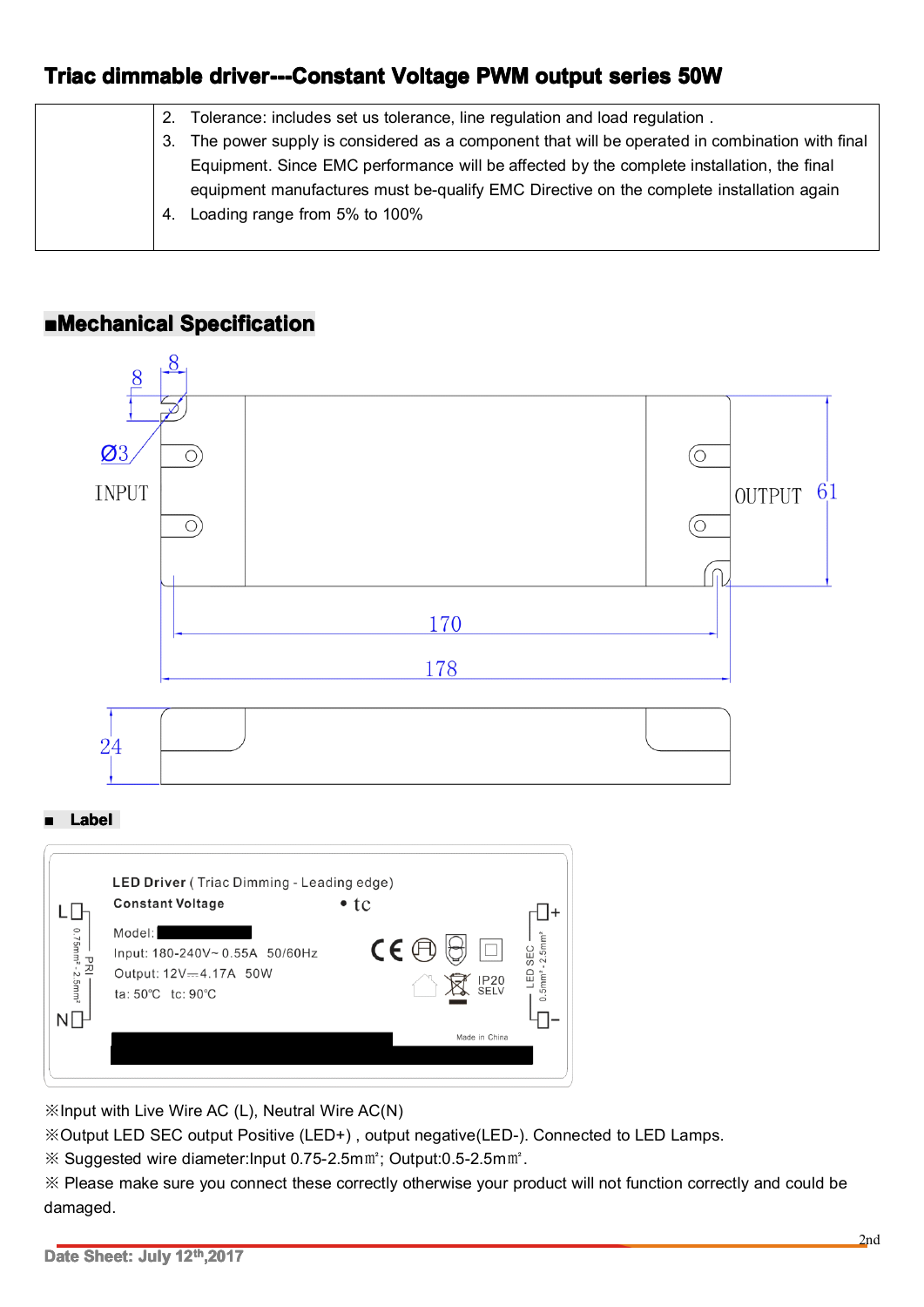## Triac dimmable driver---Constant Voltage PWM output series 50W

| | |
|---|---|
| | 2. Tolerance: includes set us tolerance, line regulation and load regulation .<br>3. The power supply is considered as a component that will be operated in combination with final Equipment. Since EMC performance will be affected by the complete installation, the final equipment manufactures must be-qualify EMC Directive on the complete installation again<br>4. Loading range from 5% to 100% |

## ■Mechanical Specification

8
8
Ø3
INPUT
OUTPUT
61
170
178
24

### ■ Label

LED Driver ( Triac Dimming - Leading edge)
Constant Voltage
• tc
Model:
Input: 180-240V~ 0.55A 50/60Hz
Output: 12V⎓4.17A 50W
ta: 50℃ tc: 90℃
IP20
SELV
Made in China
L
N
PRI
0.75mm² - 2.5mm²
LED SEC
0.5mm² - 2.5mm²
+
−

※Input with Live Wire AC (L), Neutral Wire AC(N)

※Output LED SEC output Positive (LED+) , output negative(LED-). Connected to LED Lamps.

※ Suggested wire diameter:Input 0.75-2.5m㎡; Output:0.5-2.5m㎡.

※ Please make sure you connect these correctly otherwise your product will not function correctly and could be damaged.

Date Sheet: July 12th,2017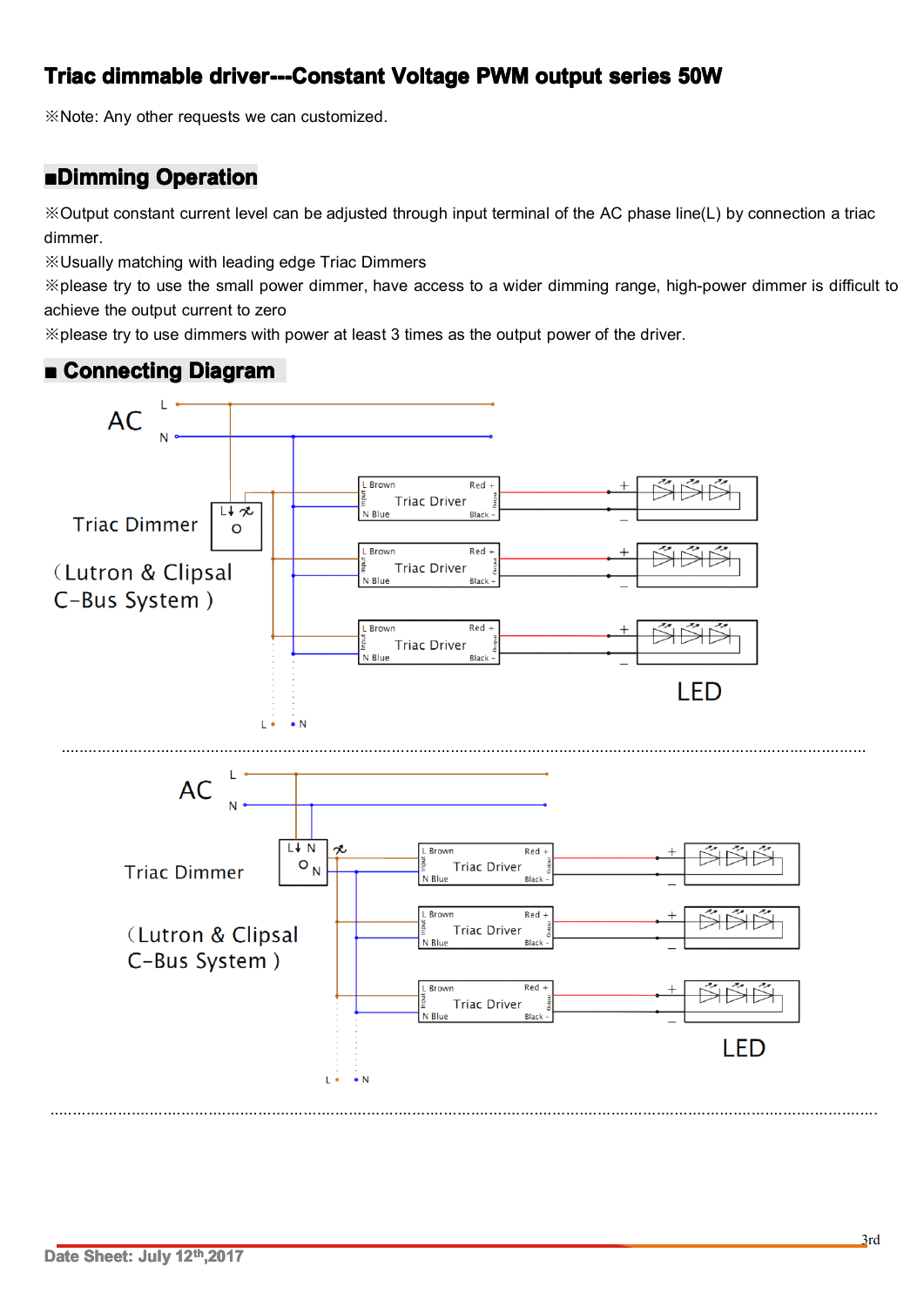# Triac dimmable driver---Constant Voltage PWM output series 50W

※Note: Any other requests we can customized.

## ■Dimming Operation

※Output constant current level can be adjusted through input terminal of the AC phase line(L) by connection a triac dimmer.

※Usually matching with leading edge Triac Dimmers

※please try to use the small power dimmer, have access to a wider dimming range, high-power dimmer is difficult to achieve the output current to zero

※please try to use dimmers with power at least 3 times as the output power of the driver.

## ■ Connecting Diagram

AC L N

Triac Dimmer

(Lutron & Clipsal C-Bus System )

L Brown | Triac Driver | Red + | N Blue | Black -

LED

AC L N

Triac Dimmer

(Lutron & Clipsal C-Bus System )

L Brown | Triac Driver | Red + | N Blue | Black -

LED

Date Sheet: July 12th,2017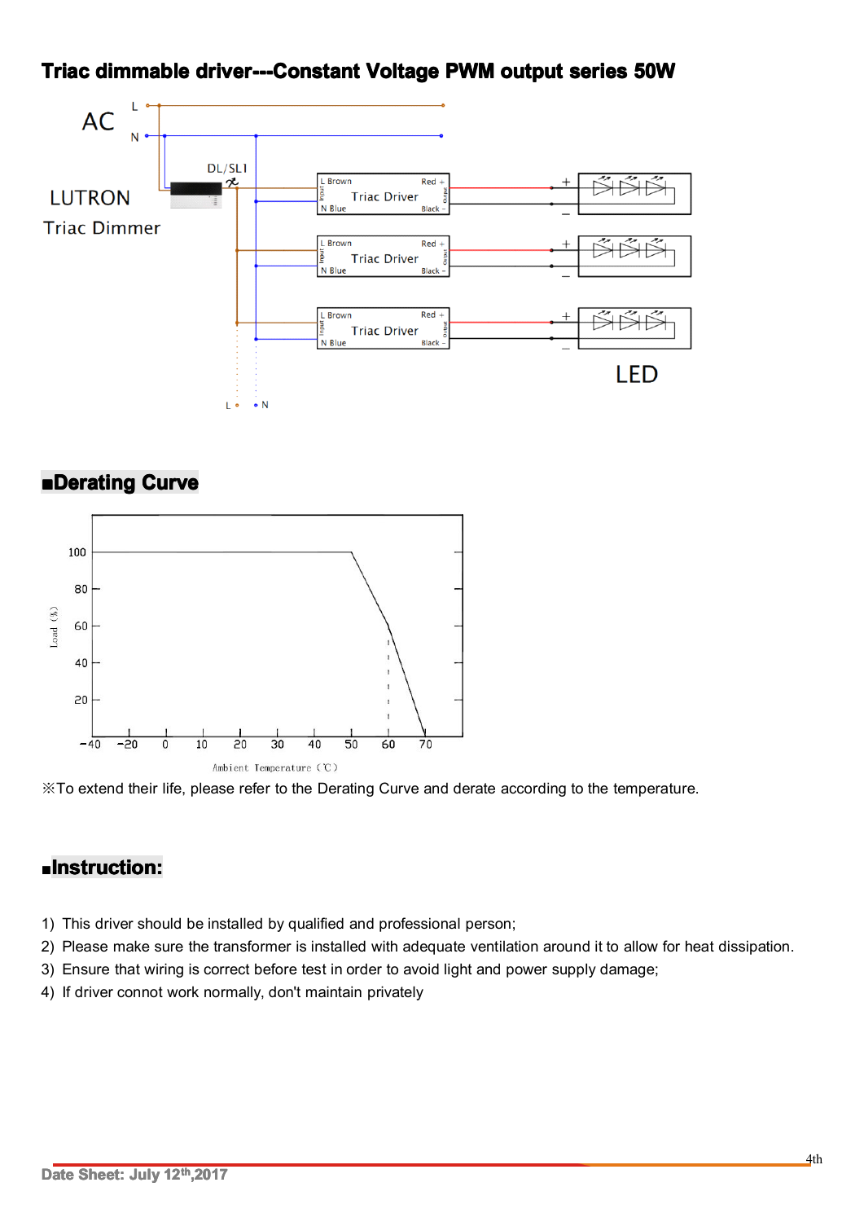# Triac dimmable driver---Constant Voltage PWM output series 50W

AC
L
N
LUTRON
Triac Dimmer
DL/SLI
L Brown
N Blue
Input
Triac Driver
Red +
Black -
Output
+
−
LED
L
N

## ■Derating Curve

Load (%)
100
80
60
40
20
−40 −20 0 10 20 30 40 50 60 70
Ambient Temperature (℃)

※To extend their life, please refer to the Derating Curve and derate according to the temperature.

## ■Instruction:

1) This driver should be installed by qualified and professional person;
2) Please make sure the transformer is installed with adequate ventilation around it to allow for heat dissipation.
3) Ensure that wiring is correct before test in order to avoid light and power supply damage;
4) If driver connot work normally, don't maintain privately

Date Sheet: July 12th,2017